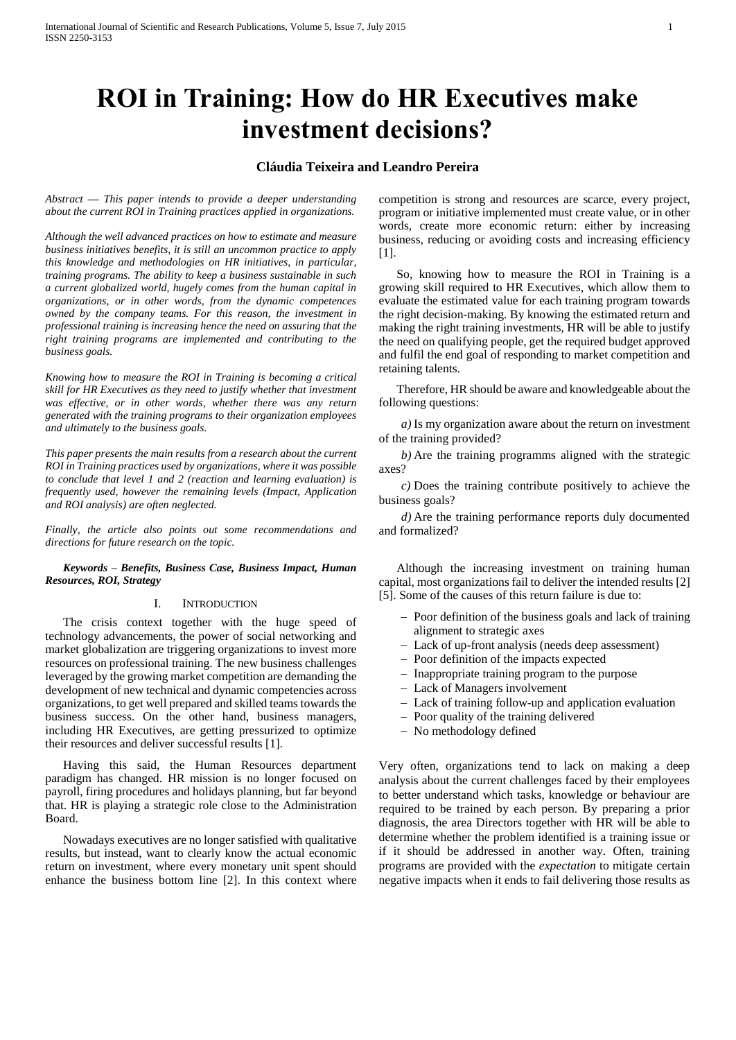# ROI in Training: How do HR Executives make investment decisions?

**Cláudia Teixeira and Leandro Pereira**

*Abstract — This paper intends to provide a deeper understanding about the current ROI in Training practices applied in organizations.*

*Although the well advanced practices on how to estimate and measure business initiatives benefits, it is still an uncommon practice to apply this knowledge and methodologies on HR initiatives, in particular, training programs. The ability to keep a business sustainable in such a current globalized world, hugely comes from the human capital in organizations, or in other words, from the dynamic competences owned by the company teams. For this reason, the investment in professional training is increasing hence the need on assuring that the right training programs are implemented and contributing to the business goals.*

*Knowing how to measure the ROI in Training is becoming a critical skill for HR Executives as they need to justify whether that investment was effective, or in other words, whether there was any return generated with the training programs to their organization employees and ultimately to the business goals.*

*This paper presents the main results from a research about the current ROI in Training practices used by organizations, where it was possible to conclude that level 1 and 2 (reaction and learning evaluation) is frequently used, however the remaining levels (Impact, Application and ROI analysis) are often neglected.*

*Finally, the article also points out some recommendations and directions for future research on the topic.*

***Keywords – Benefits, Business Case, Business Impact, Human Resources, ROI, Strategy***

## I. Introduction

The crisis context together with the huge speed of technology advancements, the power of social networking and market globalization are triggering organizations to invest more resources on professional training. The new business challenges leveraged by the growing market competition are demanding the development of new technical and dynamic competencies across organizations, to get well prepared and skilled teams towards the business success. On the other hand, business managers, including HR Executives, are getting pressurized to optimize their resources and deliver successful results [1].

Having this said, the Human Resources department paradigm has changed. HR mission is no longer focused on payroll, firing procedures and holidays planning, but far beyond that. HR is playing a strategic role close to the Administration Board.

Nowadays executives are no longer satisfied with qualitative results, but instead, want to clearly know the actual economic return on investment, where every monetary unit spent should enhance the business bottom line [2]. In this context where competition is strong and resources are scarce, every project, program or initiative implemented must create value, or in other words, create more economic return: either by increasing business, reducing or avoiding costs and increasing efficiency [1].

So, knowing how to measure the ROI in Training is a growing skill required to HR Executives, which allow them to evaluate the estimated value for each training program towards the right decision-making. By knowing the estimated return and making the right training investments, HR will be able to justify the need on qualifying people, get the required budget approved and fulfil the end goal of responding to market competition and retaining talents.

Therefore, HR should be aware and knowledgeable about the following questions:

*a)* Is my organization aware about the return on investment of the training provided?

*b)* Are the training programms aligned with the strategic axes?

*c)* Does the training contribute positively to achieve the business goals?

*d)* Are the training performance reports duly documented and formalized?

Although the increasing investment on training human capital, most organizations fail to deliver the intended results [2] [5]. Some of the causes of this return failure is due to:

- Poor definition of the business goals and lack of training alignment to strategic axes
- Lack of up-front analysis (needs deep assessment)
- Poor definition of the impacts expected
- Inappropriate training program to the purpose
- Lack of Managers involvement
- Lack of training follow-up and application evaluation
- Poor quality of the training delivered
- No methodology defined

Very often, organizations tend to lack on making a deep analysis about the current challenges faced by their employees to better understand which tasks, knowledge or behaviour are required to be trained by each person. By preparing a prior diagnosis, the area Directors together with HR will be able to determine whether the problem identified is a training issue or if it should be addressed in another way. Often, training programs are provided with the *expectation* to mitigate certain negative impacts when it ends to fail delivering those results as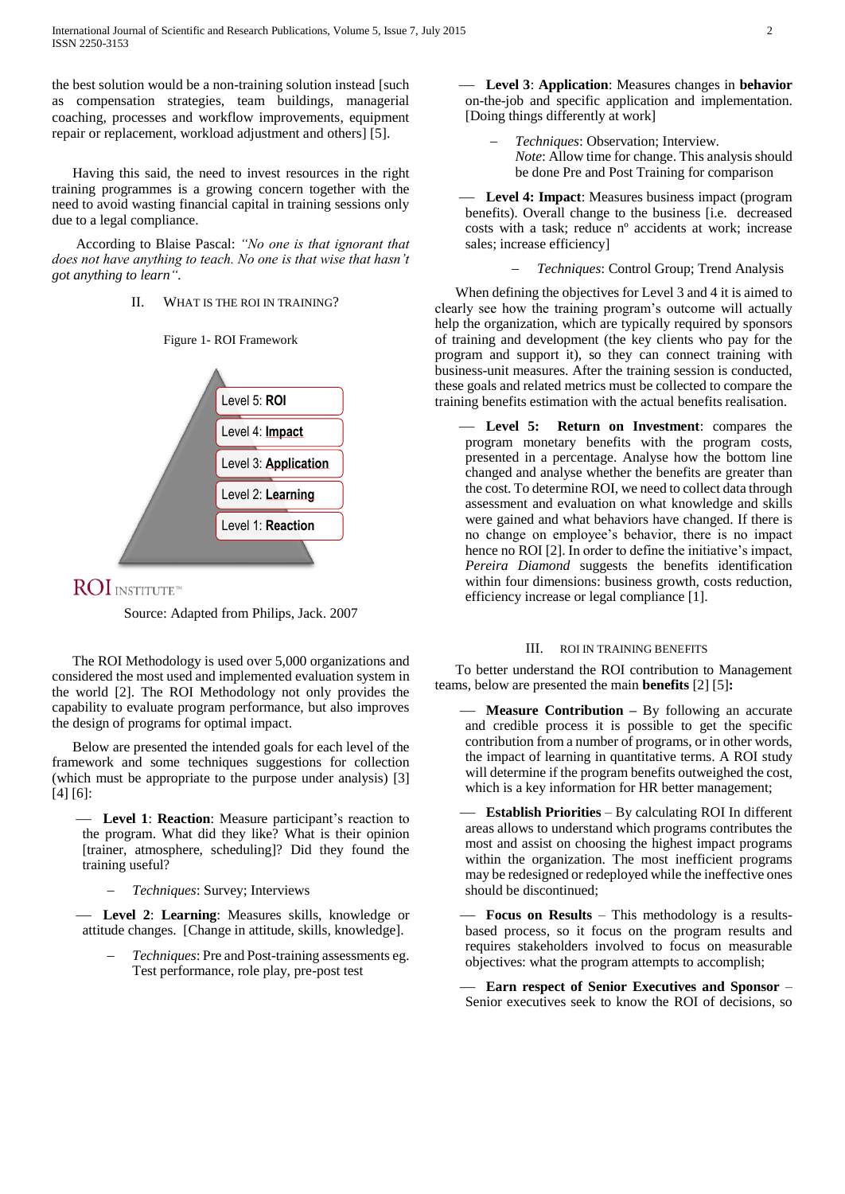the best solution would be a non-training solution instead [such as compensation strategies, team buildings, managerial coaching, processes and workflow improvements, equipment repair or replacement, workload adjustment and others] [5].

Having this said, the need to invest resources in the right training programmes is a growing concern together with the need to avoid wasting financial capital in training sessions only due to a legal compliance.

According to Blaise Pascal: *"No one is that ignorant that does not have anything to teach. No one is that wise that hasn't got anything to learn".*

## II. What is the ROI in Training?

Figure 1- ROI Framework

Level 5: **ROI**
Level 4: **Impact**
Level 3: **Application**
Level 2: **Learning**
Level 1: **Reaction**

ROI INSTITUTE™

Source: Adapted from Philips, Jack. 2007

The ROI Methodology is used over 5,000 organizations and considered the most used and implemented evaluation system in the world [2]. The ROI Methodology not only provides the capability to evaluate program performance, but also improves the design of programs for optimal impact.

Below are presented the intended goals for each level of the framework and some techniques suggestions for collection (which must be appropriate to the purpose under analysis) [3] [4] [6]:

- **Level 1**: **Reaction**: Measure participant's reaction to the program. What did they like? What is their opinion [trainer, atmosphere, scheduling]? Did they found the training useful?
  - *Techniques*: Survey; Interviews
- **Level 2**: **Learning**: Measures skills, knowledge or attitude changes. [Change in attitude, skills, knowledge].
  - *Techniques*: Pre and Post-training assessments eg. Test performance, role play, pre-post test
- **Level 3**: **Application**: Measures changes in **behavior** on-the-job and specific application and implementation. [Doing things differently at work]
  - *Techniques*: Observation; Interview.
    *Note*: Allow time for change. This analysis should be done Pre and Post Training for comparison
- **Level 4: Impact**: Measures business impact (program benefits). Overall change to the business [i.e. decreased costs with a task; reduce nº accidents at work; increase sales; increase efficiency]
  - *Techniques*: Control Group; Trend Analysis

When defining the objectives for Level 3 and 4 it is aimed to clearly see how the training program's outcome will actually help the organization, which are typically required by sponsors of training and development (the key clients who pay for the program and support it), so they can connect training with business-unit measures. After the training session is conducted, these goals and related metrics must be collected to compare the training benefits estimation with the actual benefits realisation.

- **Level 5: Return on Investment**: compares the program monetary benefits with the program costs, presented in a percentage. Analyse how the bottom line changed and analyse whether the benefits are greater than the cost. To determine ROI, we need to collect data through assessment and evaluation on what knowledge and skills were gained and what behaviors have changed. If there is no change on employee's behavior, there is no impact hence no ROI [2]. In order to define the initiative's impact, *Pereira Diamond* suggests the benefits identification within four dimensions: business growth, costs reduction, efficiency increase or legal compliance [1].

## III. ROI in Training Benefits

To better understand the ROI contribution to Management teams, below are presented the main **benefits** [2] [5]**:**

- **Measure Contribution –** By following an accurate and credible process it is possible to get the specific contribution from a number of programs, or in other words, the impact of learning in quantitative terms. A ROI study will determine if the program benefits outweighed the cost, which is a key information for HR better management;
- **Establish Priorities** – By calculating ROI In different areas allows to understand which programs contributes the most and assist on choosing the highest impact programs within the organization. The most inefficient programs may be redesigned or redeployed while the ineffective ones should be discontinued;
- **Focus on Results** – This methodology is a results-based process, so it focus on the program results and requires stakeholders involved to focus on measurable objectives: what the program attempts to accomplish;
- **Earn respect of Senior Executives and Sponsor** – Senior executives seek to know the ROI of decisions, so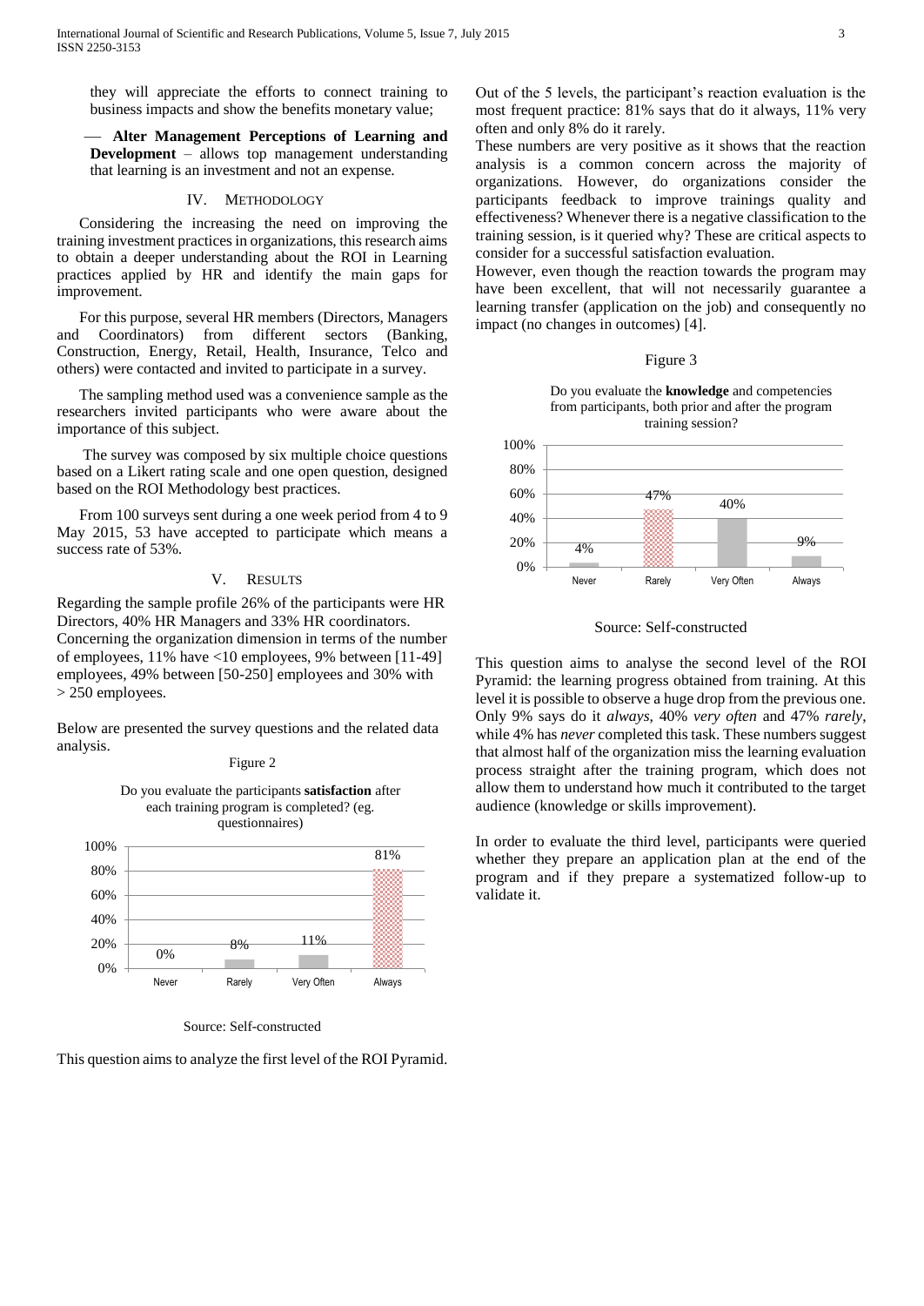they will appreciate the efforts to connect training to business impacts and show the benefits monetary value;

— **Alter Management Perceptions of Learning and Development** – allows top management understanding that learning is an investment and not an expense.

## IV. Methodology

Considering the increasing the need on improving the training investment practices in organizations, this research aims to obtain a deeper understanding about the ROI in Learning practices applied by HR and identify the main gaps for improvement.

For this purpose, several HR members (Directors, Managers and Coordinators) from different sectors (Banking, Construction, Energy, Retail, Health, Insurance, Telco and others) were contacted and invited to participate in a survey.

The sampling method used was a convenience sample as the researchers invited participants who were aware about the importance of this subject.

The survey was composed by six multiple choice questions based on a Likert rating scale and one open question, designed based on the ROI Methodology best practices.

From 100 surveys sent during a one week period from 4 to 9 May 2015, 53 have accepted to participate which means a success rate of 53%.

## V. Results

Regarding the sample profile 26% of the participants were HR Directors, 40% HR Managers and 33% HR coordinators. Concerning the organization dimension in terms of the number of employees, 11% have <10 employees, 9% between [11-49] employees, 49% between [50-250] employees and 30% with > 250 employees.

Below are presented the survey questions and the related data analysis.

Figure 2

Do you evaluate the participants **satisfaction** after each training program is completed? (eg. questionnaires)

| Never | Rarely | Very Often | Always |
|---|---|---|---|
| 0% | 8% | 11% | 81% |

Source: Self-constructed

This question aims to analyze the first level of the ROI Pyramid.

Out of the 5 levels, the participant's reaction evaluation is the most frequent practice: 81% says that do it always, 11% very often and only 8% do it rarely.

These numbers are very positive as it shows that the reaction analysis is a common concern across the majority of organizations. However, do organizations consider the participants feedback to improve trainings quality and effectiveness? Whenever there is a negative classification to the training session, is it queried why? These are critical aspects to consider for a successful satisfaction evaluation.

However, even though the reaction towards the program may have been excellent, that will not necessarily guarantee a learning transfer (application on the job) and consequently no impact (no changes in outcomes) [4].

Figure 3

Do you evaluate the **knowledge** and competencies from participants, both prior and after the program training session?

| Never | Rarely | Very Often | Always |
|---|---|---|---|
| 4% | 47% | 40% | 9% |

Source: Self-constructed

This question aims to analyse the second level of the ROI Pyramid: the learning progress obtained from training. At this level it is possible to observe a huge drop from the previous one. Only 9% says do it *always*, 40% *very often* and 47% *rarely*, while 4% has *never* completed this task. These numbers suggest that almost half of the organization miss the learning evaluation process straight after the training program, which does not allow them to understand how much it contributed to the target audience (knowledge or skills improvement).

In order to evaluate the third level, participants were queried whether they prepare an application plan at the end of the program and if they prepare a systematized follow-up to validate it.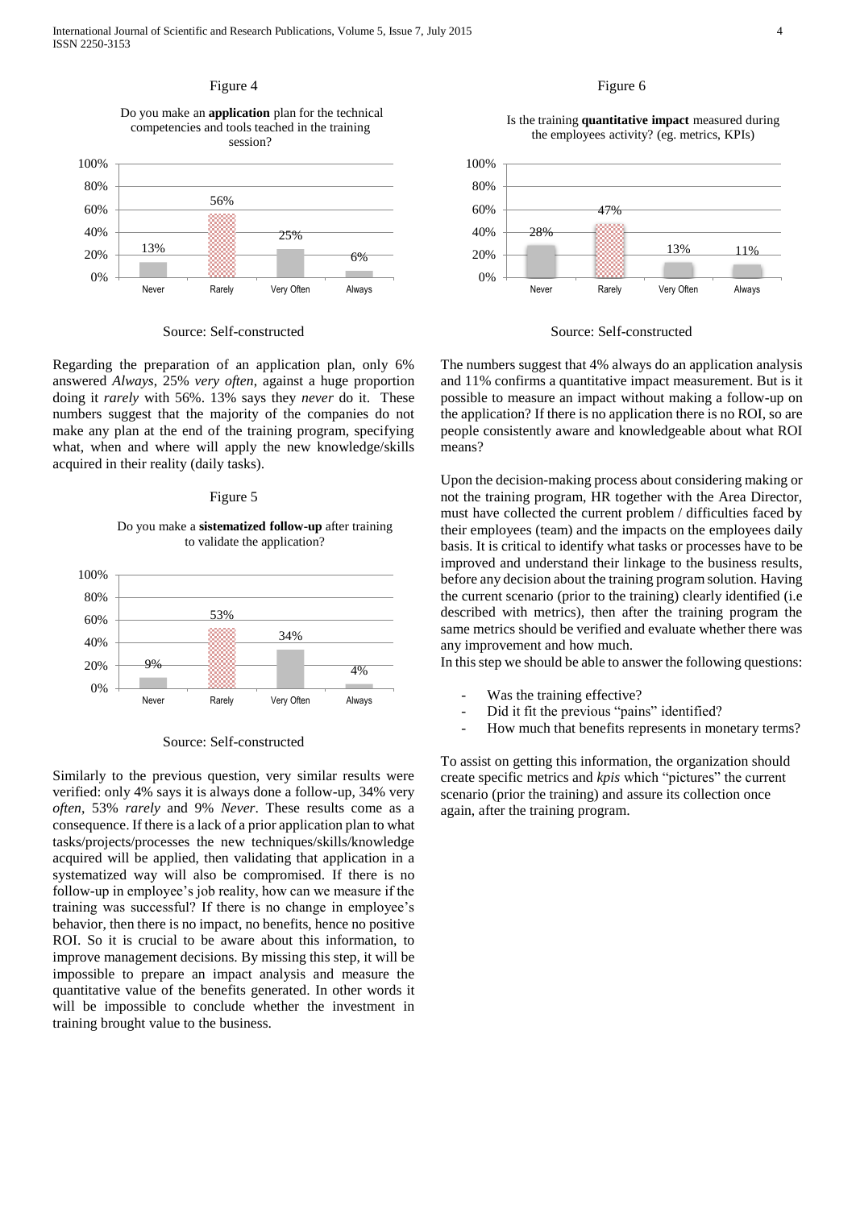Figure 4

Do you make an **application** plan for the technical competencies and tools taught in the training session?

| Never | Rarely | Very Often | Always |
|---|---|---|---|
| 13% | 56% | 25% | 6% |

Source: Self-constructed

Regarding the preparation of an application plan, only 6% answered *Always*, 25% *very often*, against a huge proportion doing it *rarely* with 56%. 13% says they *never* do it. These numbers suggest that the majority of the companies do not make any plan at the end of the training program, specifying what, when and where will apply the new knowledge/skills acquired in their reality (daily tasks).

Figure 5

Do you make a **sistematized follow-up** after training to validate the application?

| Never | Rarely | Very Often | Always |
|---|---|---|---|
| 9% | 53% | 34% | 4% |

Source: Self-constructed

Similarly to the previous question, very similar results were verified: only 4% says it is always done a follow-up, 34% very *often*, 53% *rarely* and 9% *Never*. These results come as a consequence. If there is a lack of a prior application plan to what tasks/projects/processes the new techniques/skills/knowledge acquired will be applied, then validating that application in a systematized way will also be compromised. If there is no follow-up in employee's job reality, how can we measure if the training was successful? If there is no change in employee's behavior, then there is no impact, no benefits, hence no positive ROI. So it is crucial to be aware about this information, to improve management decisions. By missing this step, it will be impossible to prepare an impact analysis and measure the quantitative value of the benefits generated. In other words it will be impossible to conclude whether the investment in training brought value to the business.

Figure 6

Is the training **quantitative impact** measured during the employees activity? (eg. metrics, KPIs)

| Never | Rarely | Very Often | Always |
|---|---|---|---|
| 28% | 47% | 13% | 11% |

Source: Self-constructed

The numbers suggest that 4% always do an application analysis and 11% confirms a quantitative impact measurement. But is it possible to measure an impact without making a follow-up on the application? If there is no application there is no ROI, so are people consistently aware and knowledgeable about what ROI means?

Upon the decision-making process about considering making or not the training program, HR together with the Area Director, must have collected the current problem / difficulties faced by their employees (team) and the impacts on the employees daily basis. It is critical to identify what tasks or processes have to be improved and understand their linkage to the business results, before any decision about the training program solution. Having the current scenario (prior to the training) clearly identified (i.e described with metrics), then after the training program the same metrics should be verified and evaluate whether there was any improvement and how much.
In this step we should be able to answer the following questions:

- Was the training effective?
- Did it fit the previous "pains" identified?
- How much that benefits represents in monetary terms?

To assist on getting this information, the organization should create specific metrics and *kpis* which "pictures" the current scenario (prior the training) and assure its collection once again, after the training program.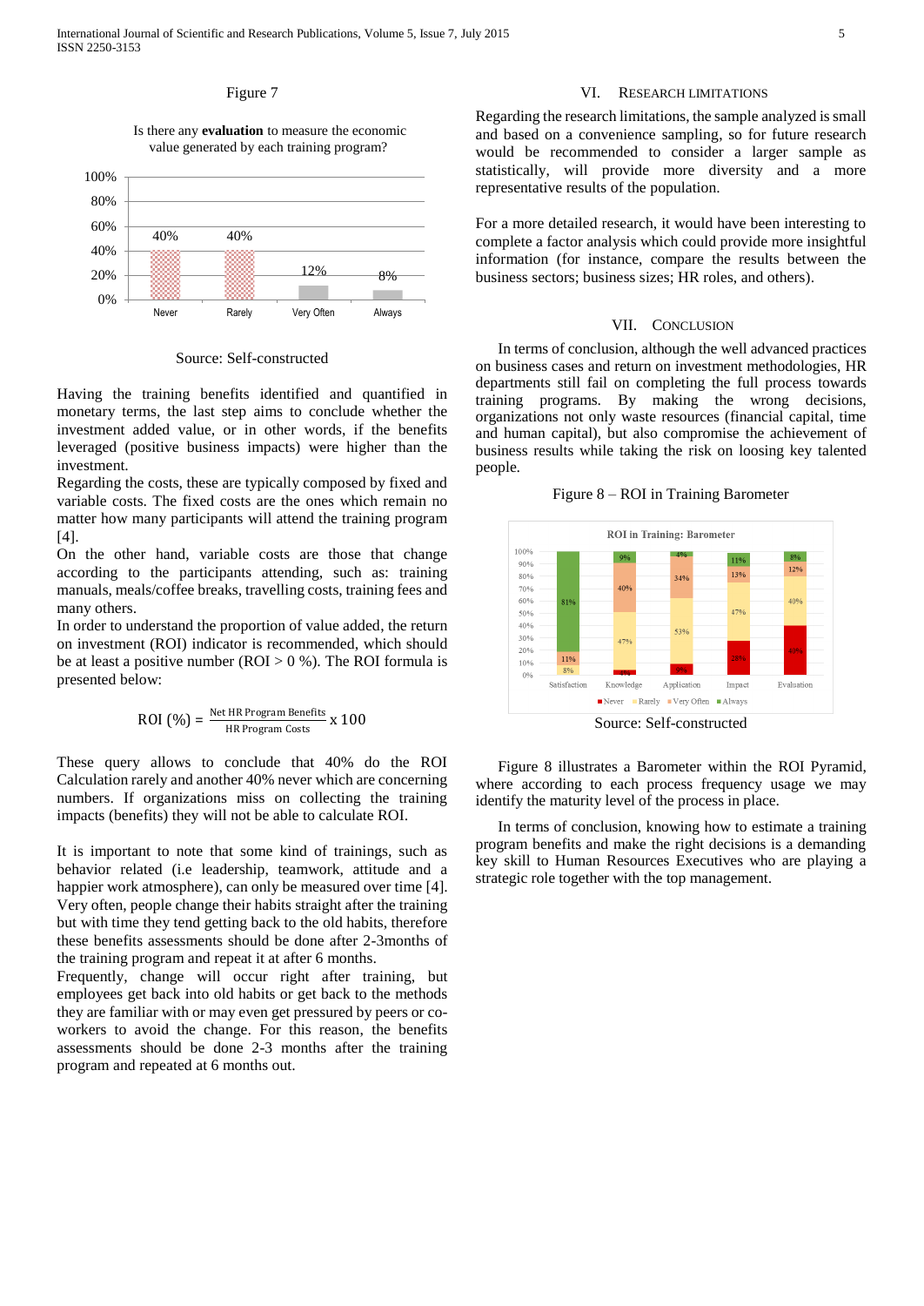Figure 7

Is there any **evaluation** to measure the economic value generated by each training program?

| Never | Rarely | Very Often | Always |
|---|---|---|---|
| 40% | 40% | 12% | 8% |

Source: Self-constructed

Having the training benefits identified and quantified in monetary terms, the last step aims to conclude whether the investment added value, or in other words, if the benefits leveraged (positive business impacts) were higher than the investment.

Regarding the costs, these are typically composed by fixed and variable costs. The fixed costs are the ones which remain no matter how many participants will attend the training program [4].

On the other hand, variable costs are those that change according to the participants attending, such as: training manuals, meals/coffee breaks, travelling costs, training fees and many others.

In order to understand the proportion of value added, the return on investment (ROI) indicator is recommended, which should be at least a positive number (ROI > 0 %). The ROI formula is presented below:

$$\text{ROI } (\%) = \frac{\text{Net HR Program Benefits}}{\text{HR Program Costs}} \times 100$$

These query allows to conclude that 40% do the ROI Calculation rarely and another 40% never which are concerning numbers. If organizations miss on collecting the training impacts (benefits) they will not be able to calculate ROI.

It is important to note that some kind of trainings, such as behavior related (i.e leadership, teamwork, attitude and a happier work atmosphere), can only be measured over time [4]. Very often, people change their habits straight after the training but with time they tend getting back to the old habits, therefore these benefits assessments should be done after 2-3months of the training program and repeat it at after 6 months.

Frequently, change will occur right after training, but employees get back into old habits or get back to the methods they are familiar with or may even get pressured by peers or co-workers to avoid the change. For this reason, the benefits assessments should be done 2-3 months after the training program and repeated at 6 months out.

## VI. Research Limitations

Regarding the research limitations, the sample analyzed is small and based on a convenience sampling, so for future research would be recommended to consider a larger sample as statistically, will provide more diversity and a more representative results of the population.

For a more detailed research, it would have been interesting to complete a factor analysis which could provide more insightful information (for instance, compare the results between the business sectors; business sizes; HR roles, and others).

## VII. Conclusion

In terms of conclusion, although the well advanced practices on business cases and return on investment methodologies, HR departments still fail on completing the full process towards training programs. By making the wrong decisions, organizations not only waste resources (financial capital, time and human capital), but also compromise the achievement of business results while taking the risk on loosing key talented people.

Figure 8 – ROI in Training Barometer

ROI in Training: Barometer

| | Satisfaction | Knowledge | Application | Impact | Evaluation |
|---|---|---|---|---|---|
| Never | | 4% | 9% | 28% | 40% |
| Rarely | 8% | 47% | 53% | 47% | 40% |
| Very Often | 11% | 40% | 34% | 13% | 12% |
| Always | 81% | 9% | 4% | 11% | 8% |

Source: Self-constructed

Figure 8 illustrates a Barometer within the ROI Pyramid, where according to each process frequency usage we may identify the maturity level of the process in place.

In terms of conclusion, knowing how to estimate a training program benefits and make the right decisions is a demanding key skill to Human Resources Executives who are playing a strategic role together with the top management.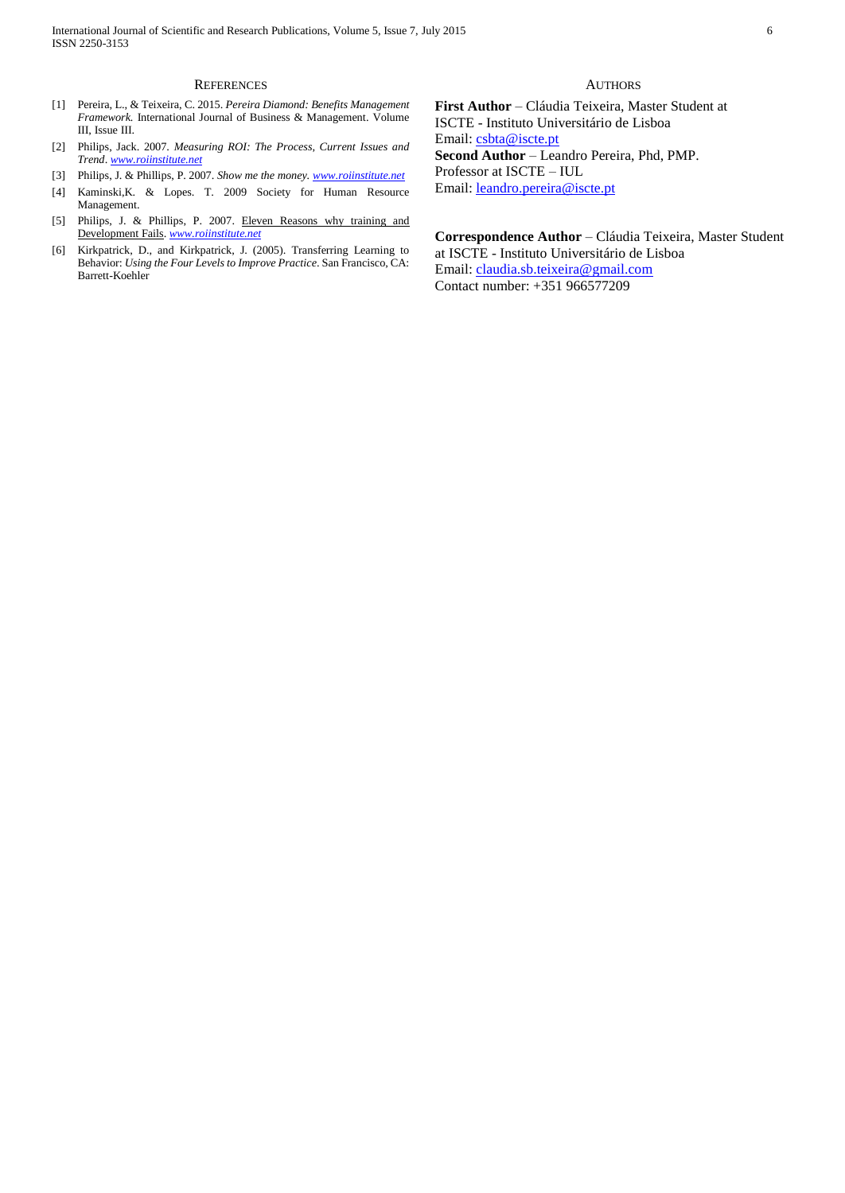## REFERENCES

[1] Pereira, L., & Teixeira, C. 2015. *Pereira Diamond: Benefits Management Framework.* International Journal of Business & Management. Volume III, Issue III.

[2] Philips, Jack. 2007. *Measuring ROI: The Process, Current Issues and Trend*. *www.roiinstitute.net*

[3] Philips, J. & Phillips, P. 2007. *Show me the money. www.roiinstitute.net*

[4] Kaminski,K. & Lopes. T. 2009 Society for Human Resource Management.

[5] Philips, J. & Phillips, P. 2007. Eleven Reasons why training and Development Fails. *www.roiinstitute.net*

[6] Kirkpatrick, D., and Kirkpatrick, J. (2005). Transferring Learning to Behavior: *Using the Four Levels to Improve Practice*. San Francisco, CA: Barrett-Koehler

## AUTHORS

**First Author** – Cláudia Teixeira, Master Student at ISCTE - Instituto Universitário de Lisboa
Email: csbta@iscte.pt

**Second Author** – Leandro Pereira, Phd, PMP. Professor at ISCTE – IUL
Email: leandro.pereira@iscte.pt

**Correspondence Author** – Cláudia Teixeira, Master Student at ISCTE - Instituto Universitário de Lisboa
Email: claudia.sb.teixeira@gmail.com
Contact number: +351 966577209